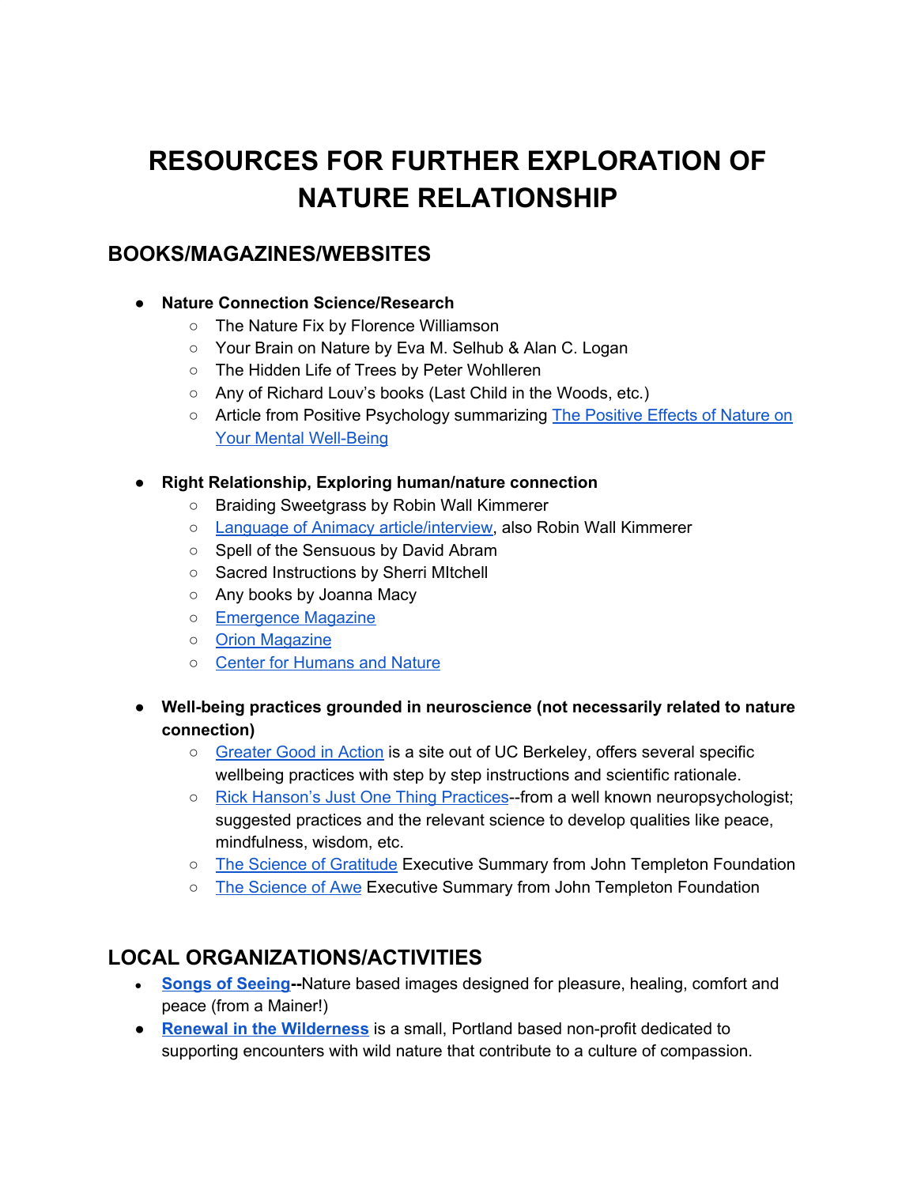# RESOURCES FOR FURTHER EXPLORATION OF NATURE RELATIONSHIP

## BOOKS/MAGAZINES/WEBSITES

- **Nature Connection Science/Research**
    - The Nature Fix by Florence Williamson
    - Your Brain on Nature by Eva M. Selhub & Alan C. Logan
    - The Hidden Life of Trees by Peter Wohlleren
    - Any of Richard Louv's books (Last Child in the Woods, etc.)
    - Article from Positive Psychology summarizing The Positive Effects of Nature on Your Mental Well-Being

- **Right Relationship, Exploring human/nature connection**
    - Braiding Sweetgrass by Robin Wall Kimmerer
    - Language of Animacy article/interview, also Robin Wall Kimmerer
    - Spell of the Sensuous by David Abram
    - Sacred Instructions by Sherri MItchell
    - Any books by Joanna Macy
    - Emergence Magazine
    - Orion Magazine
    - Center for Humans and Nature

- **Well-being practices grounded in neuroscience (not necessarily related to nature connection)**
    - Greater Good in Action is a site out of UC Berkeley, offers several specific wellbeing practices with step by step instructions and scientific rationale.
    - Rick Hanson's Just One Thing Practices--from a well known neuropsychologist; suggested practices and the relevant science to develop qualities like peace, mindfulness, wisdom, etc.
    - The Science of Gratitude Executive Summary from John Templeton Foundation
    - The Science of Awe Executive Summary from John Templeton Foundation

## LOCAL ORGANIZATIONS/ACTIVITIES

- **Songs of Seeing**--Nature based images designed for pleasure, healing, comfort and peace (from a Mainer!)
- **Renewal in the Wilderness** is a small, Portland based non-profit dedicated to supporting encounters with wild nature that contribute to a culture of compassion.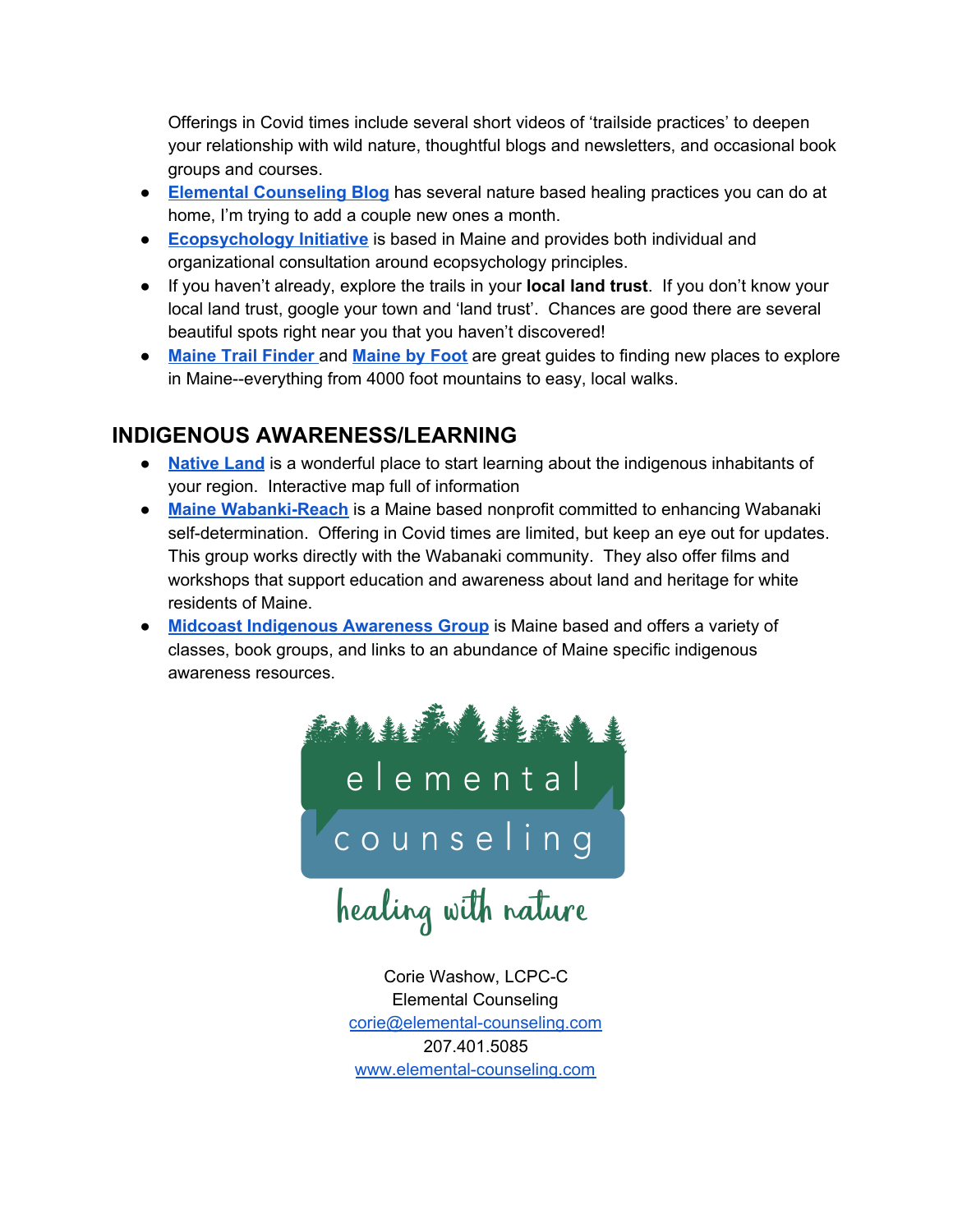Offerings in Covid times include several short videos of 'trailside practices' to deepen your relationship with wild nature, thoughtful blogs and newsletters, and occasional book groups and courses.

- **Elemental Counseling Blog** has several nature based healing practices you can do at home, I'm trying to add a couple new ones a month.
- **Ecopsychology Initiative** is based in Maine and provides both individual and organizational consultation around ecopsychology principles.
- If you haven't already, explore the trails in your **local land trust**. If you don't know your local land trust, google your town and 'land trust'. Chances are good there are several beautiful spots right near you that you haven't discovered!
- **Maine Trail Finder** and **Maine by Foot** are great guides to finding new places to explore in Maine--everything from 4000 foot mountains to easy, local walks.

## INDIGENOUS AWARENESS/LEARNING

- **Native Land** is a wonderful place to start learning about the indigenous inhabitants of your region. Interactive map full of information
- **Maine Wabanki-Reach** is a Maine based nonprofit committed to enhancing Wabanaki self-determination. Offering in Covid times are limited, but keep an eye out for updates. This group works directly with the Wabanaki community. They also offer films and workshops that support education and awareness about land and heritage for white residents of Maine.
- **Midcoast Indigenous Awareness Group** is Maine based and offers a variety of classes, book groups, and links to an abundance of Maine specific indigenous awareness resources.

elemental counseling

healing with nature

Corie Washow, LCPC-C
Elemental Counseling
corie@elemental-counseling.com
207.401.5085
www.elemental-counseling.com